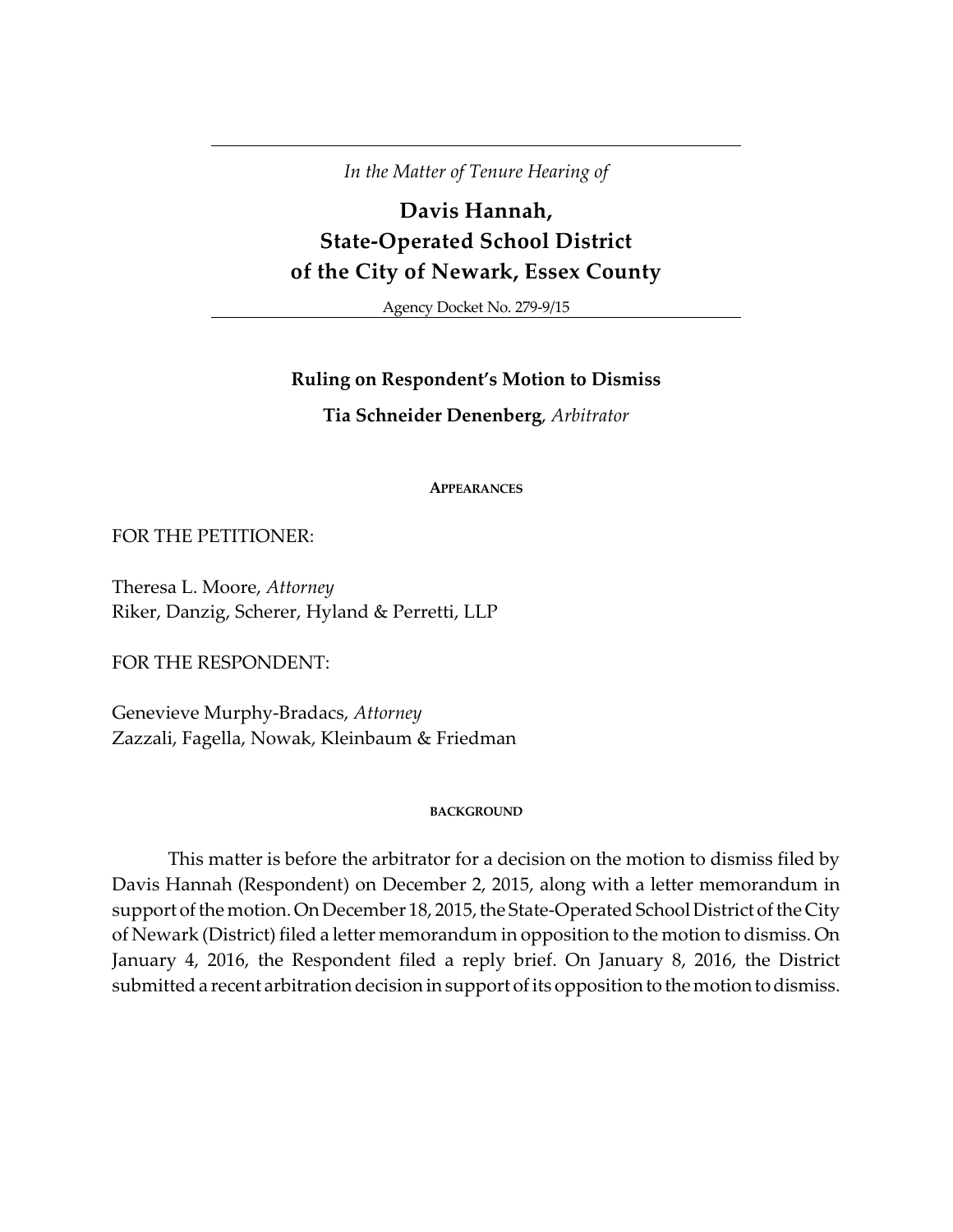---

*In the Matter of Tenure Hearing of*

# Davis Hannah, State-Operated School District of the City of Newark, Essex County

Agency Docket No. 279-9/15

---

**Ruling on Respondent's Motion to Dismiss**

**Tia Schneider Denenberg**, *Arbitrator*

## APPEARANCES

FOR THE PETITIONER:

Theresa L. Moore, *Attorney*
Riker, Danzig, Scherer, Hyland & Perretti, LLP

FOR THE RESPONDENT:

Genevieve Murphy-Bradacs, *Attorney*
Zazzali, Fagella, Nowak, Kleinbaum & Friedman

## BACKGROUND

This matter is before the arbitrator for a decision on the motion to dismiss filed by Davis Hannah (Respondent) on December 2, 2015, along with a letter memorandum in support of the motion. On December 18, 2015, the State-Operated School District of the City of Newark (District) filed a letter memorandum in opposition to the motion to dismiss. On January 4, 2016, the Respondent filed a reply brief. On January 8, 2016, the District submitted a recent arbitration decision in support of its opposition to the motion to dismiss.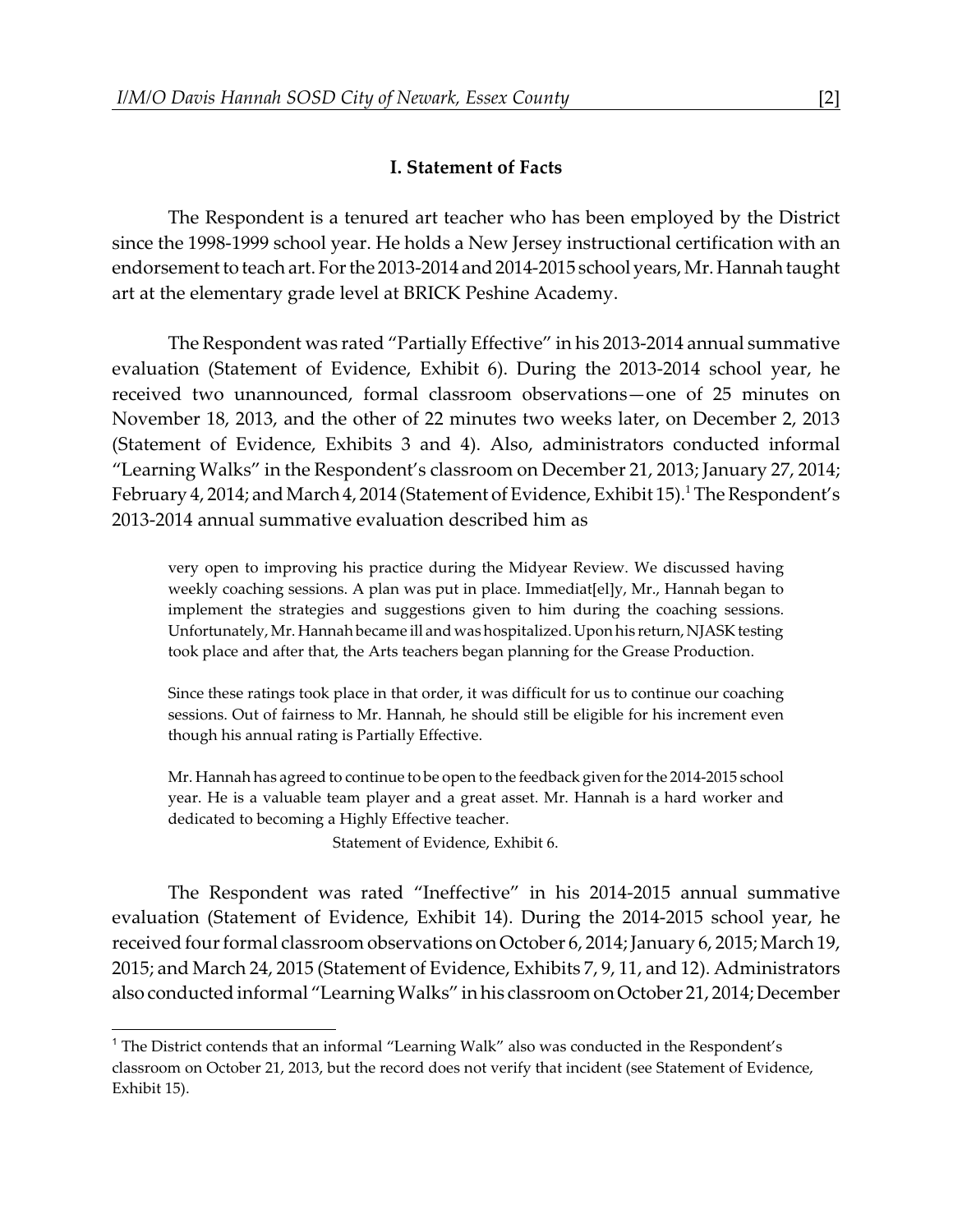## I. Statement of Facts

The Respondent is a tenured art teacher who has been employed by the District since the 1998-1999 school year. He holds a New Jersey instructional certification with an endorsement to teach art. For the 2013-2014 and 2014-2015 school years, Mr. Hannah taught art at the elementary grade level at BRICK Peshine Academy.

The Respondent was rated "Partially Effective" in his 2013-2014 annual summative evaluation (Statement of Evidence, Exhibit 6). During the 2013-2014 school year, he received two unannounced, formal classroom observations—one of 25 minutes on November 18, 2013, and the other of 22 minutes two weeks later, on December 2, 2013 (Statement of Evidence, Exhibits 3 and 4). Also, administrators conducted informal "Learning Walks" in the Respondent's classroom on December 21, 2013; January 27, 2014; February 4, 2014; and March 4, 2014 (Statement of Evidence, Exhibit 15).[1] The Respondent's 2013-2014 annual summative evaluation described him as

> very open to improving his practice during the Midyear Review. We discussed having weekly coaching sessions. A plan was put in place. Immediat[el]y, Mr., Hannah began to implement the strategies and suggestions given to him during the coaching sessions. Unfortunately, Mr. Hannah became ill and was hospitalized. Upon his return, NJASK testing took place and after that, the Arts teachers began planning for the Grease Production.
>
> Since these ratings took place in that order, it was difficult for us to continue our coaching sessions. Out of fairness to Mr. Hannah, he should still be eligible for his increment even though his annual rating is Partially Effective.
>
> Mr. Hannah has agreed to continue to be open to the feedback given for the 2014-2015 school year. He is a valuable team player and a great asset. Mr. Hannah is a hard worker and dedicated to becoming a Highly Effective teacher.
>
> Statement of Evidence, Exhibit 6.

The Respondent was rated "Ineffective" in his 2014-2015 annual summative evaluation (Statement of Evidence, Exhibit 14). During the 2014-2015 school year, he received four formal classroom observations on October 6, 2014; January 6, 2015; March 19, 2015; and March 24, 2015 (Statement of Evidence, Exhibits 7, 9, 11, and 12). Administrators also conducted informal "Learning Walks" in his classroom on October 21, 2014; December

[1] The District contends that an informal "Learning Walk" also was conducted in the Respondent's classroom on October 21, 2013, but the record does not verify that incident (see Statement of Evidence, Exhibit 15).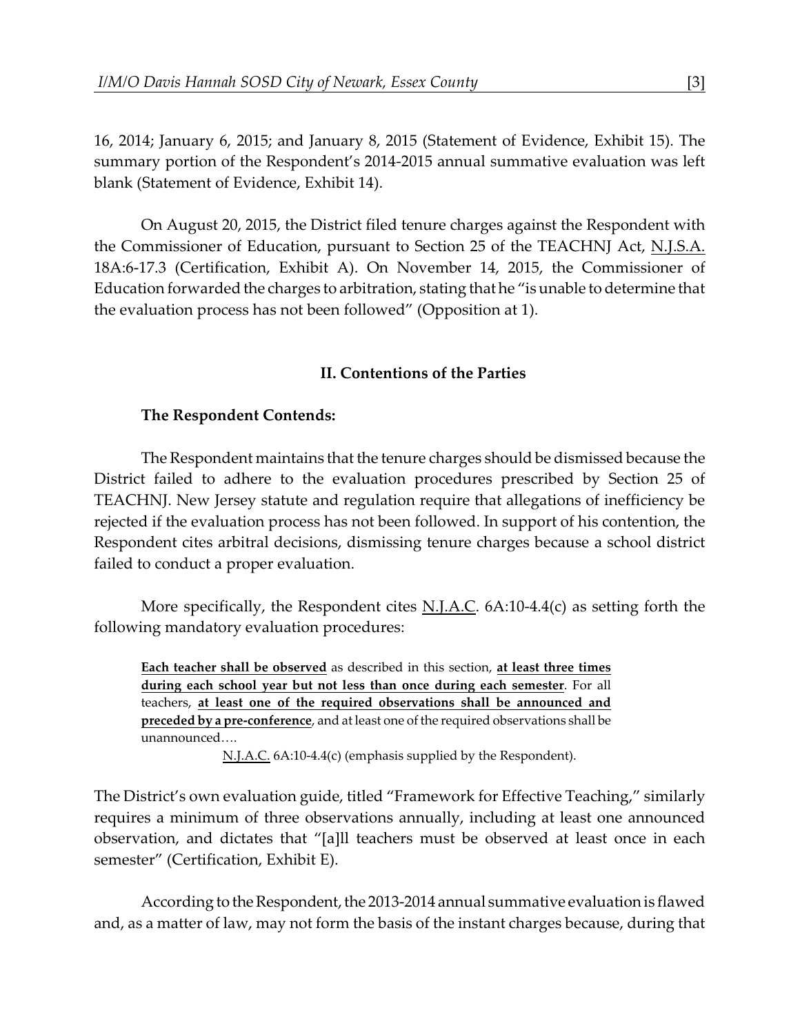16, 2014; January 6, 2015; and January 8, 2015 (Statement of Evidence, Exhibit 15). The summary portion of the Respondent's 2014-2015 annual summative evaluation was left blank (Statement of Evidence, Exhibit 14).

On August 20, 2015, the District filed tenure charges against the Respondent with the Commissioner of Education, pursuant to Section 25 of the TEACHNJ Act, N.J.S.A. 18A:6-17.3 (Certification, Exhibit A). On November 14, 2015, the Commissioner of Education forwarded the charges to arbitration, stating that he "is unable to determine that the evaluation process has not been followed" (Opposition at 1).

## II. Contentions of the Parties

### The Respondent Contends:

The Respondent maintains that the tenure charges should be dismissed because the District failed to adhere to the evaluation procedures prescribed by Section 25 of TEACHNJ. New Jersey statute and regulation require that allegations of inefficiency be rejected if the evaluation process has not been followed. In support of his contention, the Respondent cites arbitral decisions, dismissing tenure charges because a school district failed to conduct a proper evaluation.

More specifically, the Respondent cites N.J.A.C. 6A:10-4.4(c) as setting forth the following mandatory evaluation procedures:

> **Each teacher shall be observed** as described in this section, **at least three times during each school year but not less than once during each semester**. For all teachers, **at least one of the required observations shall be announced and preceded by a pre-conference**, and at least one of the required observations shall be unannounced….
>
> N.J.A.C. 6A:10-4.4(c) (emphasis supplied by the Respondent).

The District's own evaluation guide, titled "Framework for Effective Teaching," similarly requires a minimum of three observations annually, including at least one announced observation, and dictates that "[a]ll teachers must be observed at least once in each semester" (Certification, Exhibit E).

According to the Respondent, the 2013-2014 annual summative evaluation is flawed and, as a matter of law, may not form the basis of the instant charges because, during that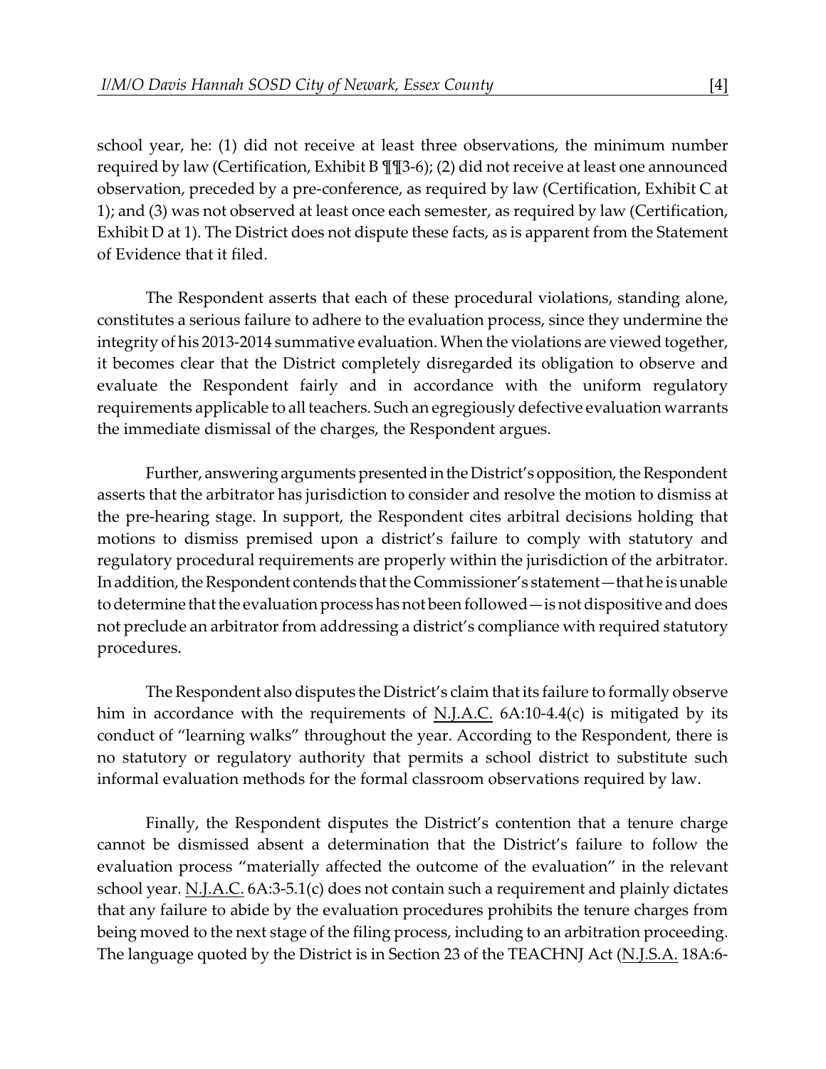school year, he: (1) did not receive at least three observations, the minimum number required by law (Certification, Exhibit B ¶¶3-6); (2) did not receive at least one announced observation, preceded by a pre-conference, as required by law (Certification, Exhibit C at 1); and (3) was not observed at least once each semester, as required by law (Certification, Exhibit D at 1). The District does not dispute these facts, as is apparent from the Statement of Evidence that it filed.

The Respondent asserts that each of these procedural violations, standing alone, constitutes a serious failure to adhere to the evaluation process, since they undermine the integrity of his 2013-2014 summative evaluation. When the violations are viewed together, it becomes clear that the District completely disregarded its obligation to observe and evaluate the Respondent fairly and in accordance with the uniform regulatory requirements applicable to all teachers. Such an egregiously defective evaluation warrants the immediate dismissal of the charges, the Respondent argues.

Further, answering arguments presented in the District's opposition, the Respondent asserts that the arbitrator has jurisdiction to consider and resolve the motion to dismiss at the pre-hearing stage. In support, the Respondent cites arbitral decisions holding that motions to dismiss premised upon a district's failure to comply with statutory and regulatory procedural requirements are properly within the jurisdiction of the arbitrator. In addition, the Respondent contends that the Commissioner's statement—that he is unable to determine that the evaluation process has not been followed—is not dispositive and does not preclude an arbitrator from addressing a district's compliance with required statutory procedures.

The Respondent also disputes the District's claim that its failure to formally observe him in accordance with the requirements of N.J.A.C. 6A:10-4.4(c) is mitigated by its conduct of "learning walks" throughout the year. According to the Respondent, there is no statutory or regulatory authority that permits a school district to substitute such informal evaluation methods for the formal classroom observations required by law.

Finally, the Respondent disputes the District's contention that a tenure charge cannot be dismissed absent a determination that the District's failure to follow the evaluation process "materially affected the outcome of the evaluation" in the relevant school year. N.J.A.C. 6A:3-5.1(c) does not contain such a requirement and plainly dictates that any failure to abide by the evaluation procedures prohibits the tenure charges from being moved to the next stage of the filing process, including to an arbitration proceeding. The language quoted by the District is in Section 23 of the TEACHNJ Act (N.J.S.A. 18A:6-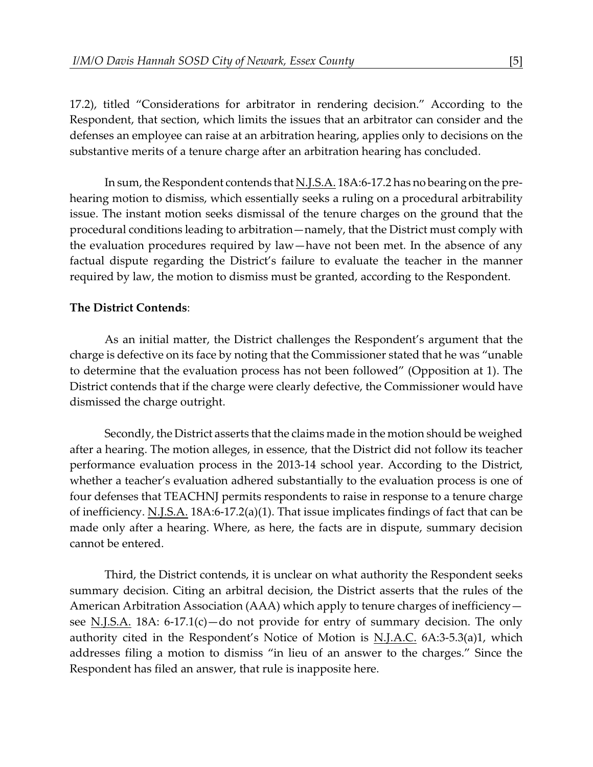17.2), titled "Considerations for arbitrator in rendering decision." According to the Respondent, that section, which limits the issues that an arbitrator can consider and the defenses an employee can raise at an arbitration hearing, applies only to decisions on the substantive merits of a tenure charge after an arbitration hearing has concluded.

In sum, the Respondent contends that N.J.S.A. 18A:6-17.2 has no bearing on the pre-hearing motion to dismiss, which essentially seeks a ruling on a procedural arbitrability issue. The instant motion seeks dismissal of the tenure charges on the ground that the procedural conditions leading to arbitration—namely, that the District must comply with the evaluation procedures required by law—have not been met. In the absence of any factual dispute regarding the District's failure to evaluate the teacher in the manner required by law, the motion to dismiss must be granted, according to the Respondent.

**The District Contends**:

As an initial matter, the District challenges the Respondent's argument that the charge is defective on its face by noting that the Commissioner stated that he was "unable to determine that the evaluation process has not been followed" (Opposition at 1). The District contends that if the charge were clearly defective, the Commissioner would have dismissed the charge outright.

Secondly, the District asserts that the claims made in the motion should be weighed after a hearing. The motion alleges, in essence, that the District did not follow its teacher performance evaluation process in the 2013-14 school year. According to the District, whether a teacher's evaluation adhered substantially to the evaluation process is one of four defenses that TEACHNJ permits respondents to raise in response to a tenure charge of inefficiency. N.J.S.A. 18A:6-17.2(a)(1). That issue implicates findings of fact that can be made only after a hearing. Where, as here, the facts are in dispute, summary decision cannot be entered.

Third, the District contends, it is unclear on what authority the Respondent seeks summary decision. Citing an arbitral decision, the District asserts that the rules of the American Arbitration Association (AAA) which apply to tenure charges of inefficiency—see N.J.S.A. 18A: 6-17.1(c)—do not provide for entry of summary decision. The only authority cited in the Respondent's Notice of Motion is N.J.A.C. 6A:3-5.3(a)1, which addresses filing a motion to dismiss "in lieu of an answer to the charges." Since the Respondent has filed an answer, that rule is inapposite here.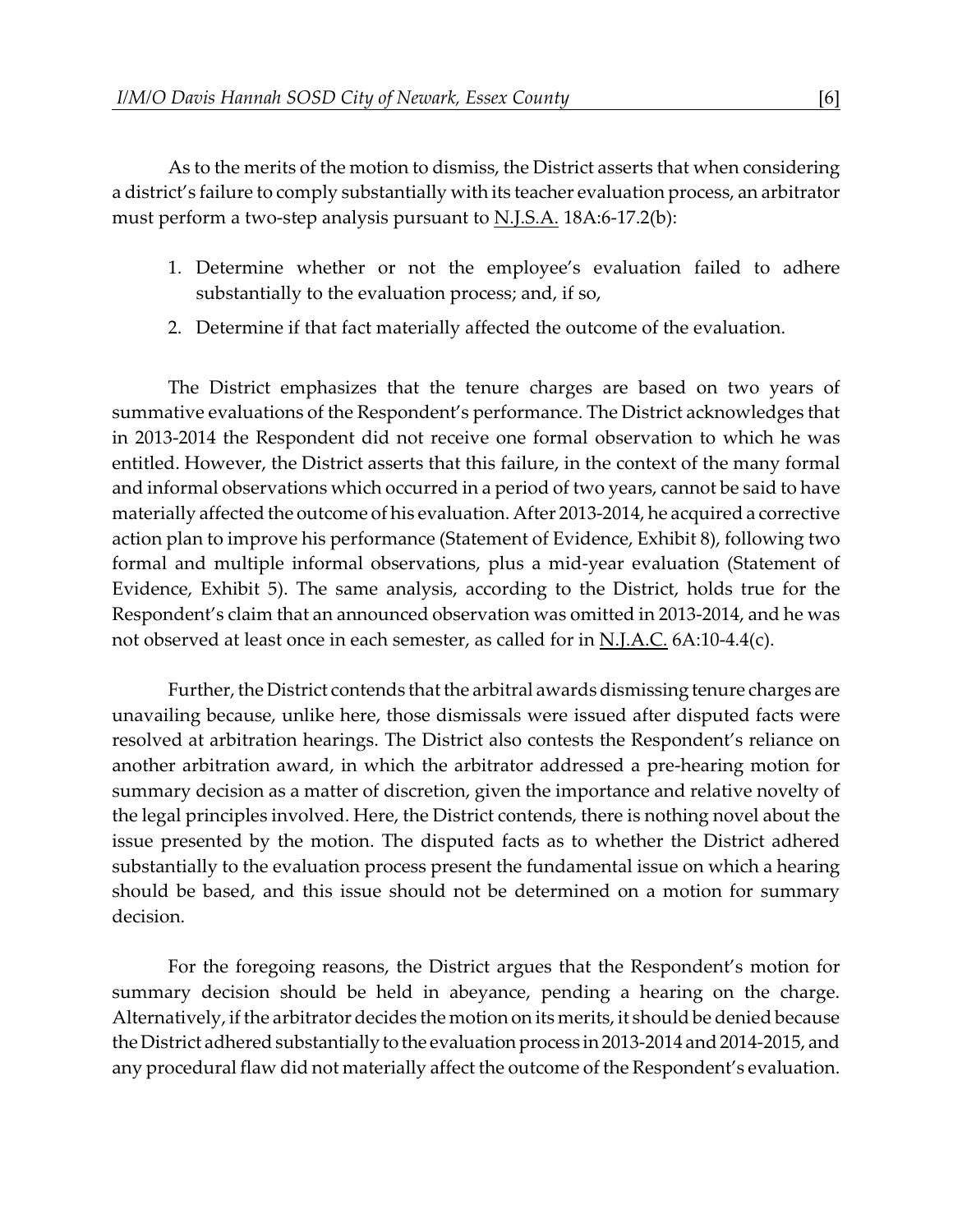As to the merits of the motion to dismiss, the District asserts that when considering a district's failure to comply substantially with its teacher evaluation process, an arbitrator must perform a two-step analysis pursuant to N.J.S.A. 18A:6-17.2(b):

1. Determine whether or not the employee's evaluation failed to adhere substantially to the evaluation process; and, if so,
2. Determine if that fact materially affected the outcome of the evaluation.

The District emphasizes that the tenure charges are based on two years of summative evaluations of the Respondent's performance. The District acknowledges that in 2013-2014 the Respondent did not receive one formal observation to which he was entitled. However, the District asserts that this failure, in the context of the many formal and informal observations which occurred in a period of two years, cannot be said to have materially affected the outcome of his evaluation. After 2013-2014, he acquired a corrective action plan to improve his performance (Statement of Evidence, Exhibit 8), following two formal and multiple informal observations, plus a mid-year evaluation (Statement of Evidence, Exhibit 5). The same analysis, according to the District, holds true for the Respondent's claim that an announced observation was omitted in 2013-2014, and he was not observed at least once in each semester, as called for in N.J.A.C. 6A:10-4.4(c).

Further, the District contends that the arbitral awards dismissing tenure charges are unavailing because, unlike here, those dismissals were issued after disputed facts were resolved at arbitration hearings. The District also contests the Respondent's reliance on another arbitration award, in which the arbitrator addressed a pre-hearing motion for summary decision as a matter of discretion, given the importance and relative novelty of the legal principles involved. Here, the District contends, there is nothing novel about the issue presented by the motion. The disputed facts as to whether the District adhered substantially to the evaluation process present the fundamental issue on which a hearing should be based, and this issue should not be determined on a motion for summary decision.

For the foregoing reasons, the District argues that the Respondent's motion for summary decision should be held in abeyance, pending a hearing on the charge. Alternatively, if the arbitrator decides the motion on its merits, it should be denied because the District adhered substantially to the evaluation process in 2013-2014 and 2014-2015, and any procedural flaw did not materially affect the outcome of the Respondent's evaluation.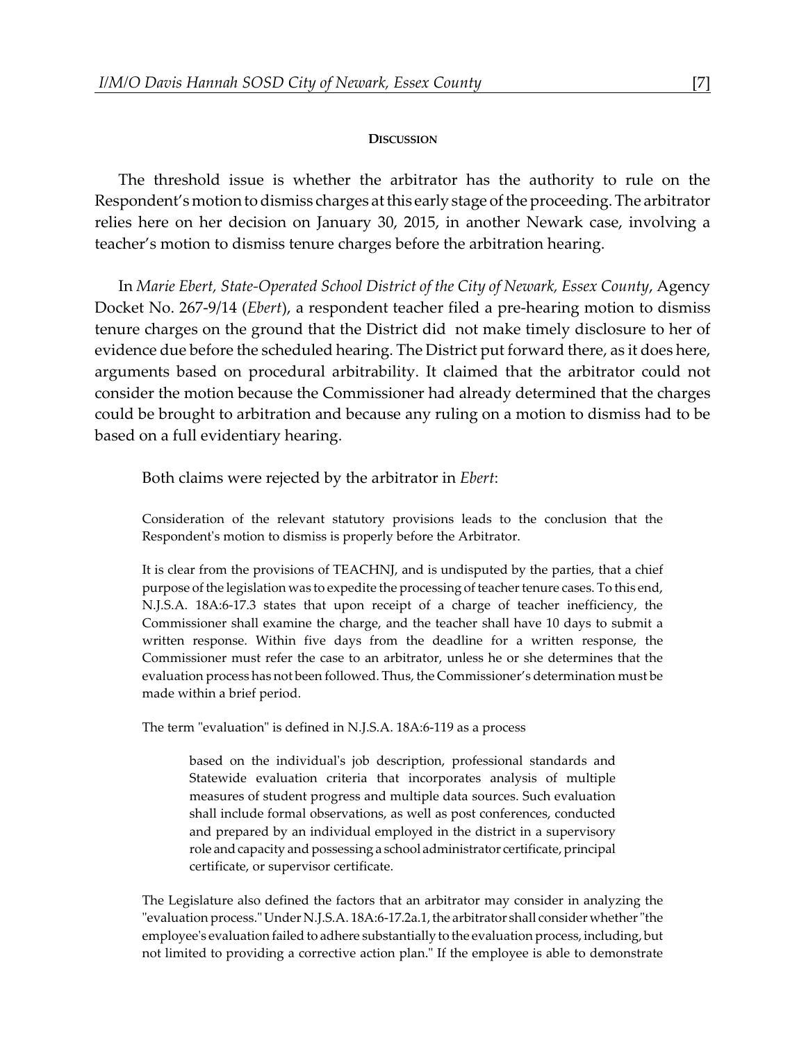#### Discussion

The threshold issue is whether the arbitrator has the authority to rule on the Respondent's motion to dismiss charges at this early stage of the proceeding. The arbitrator relies here on her decision on January 30, 2015, in another Newark case, involving a teacher's motion to dismiss tenure charges before the arbitration hearing.

In *Marie Ebert, State-Operated School District of the City of Newark, Essex County*, Agency Docket No. 267-9/14 (*Ebert*), a respondent teacher filed a pre-hearing motion to dismiss tenure charges on the ground that the District did not make timely disclosure to her of evidence due before the scheduled hearing. The District put forward there, as it does here, arguments based on procedural arbitrability. It claimed that the arbitrator could not consider the motion because the Commissioner had already determined that the charges could be brought to arbitration and because any ruling on a motion to dismiss had to be based on a full evidentiary hearing.

Both claims were rejected by the arbitrator in *Ebert*:

> Consideration of the relevant statutory provisions leads to the conclusion that the Respondent's motion to dismiss is properly before the Arbitrator.
>
> It is clear from the provisions of TEACHNJ, and is undisputed by the parties, that a chief purpose of the legislation was to expedite the processing of teacher tenure cases. To this end, N.J.S.A. 18A:6-17.3 states that upon receipt of a charge of teacher inefficiency, the Commissioner shall examine the charge, and the teacher shall have 10 days to submit a written response. Within five days from the deadline for a written response, the Commissioner must refer the case to an arbitrator, unless he or she determines that the evaluation process has not been followed. Thus, the Commissioner's determination must be made within a brief period.
>
> The term "evaluation" is defined in N.J.S.A. 18A:6-119 as a process
>
>> based on the individual's job description, professional standards and Statewide evaluation criteria that incorporates analysis of multiple measures of student progress and multiple data sources. Such evaluation shall include formal observations, as well as post conferences, conducted and prepared by an individual employed in the district in a supervisory role and capacity and possessing a school administrator certificate, principal certificate, or supervisor certificate.
>
> The Legislature also defined the factors that an arbitrator may consider in analyzing the "evaluation process." Under N.J.S.A. 18A:6-17.2a.1, the arbitrator shall consider whether "the employee's evaluation failed to adhere substantially to the evaluation process, including, but not limited to providing a corrective action plan." If the employee is able to demonstrate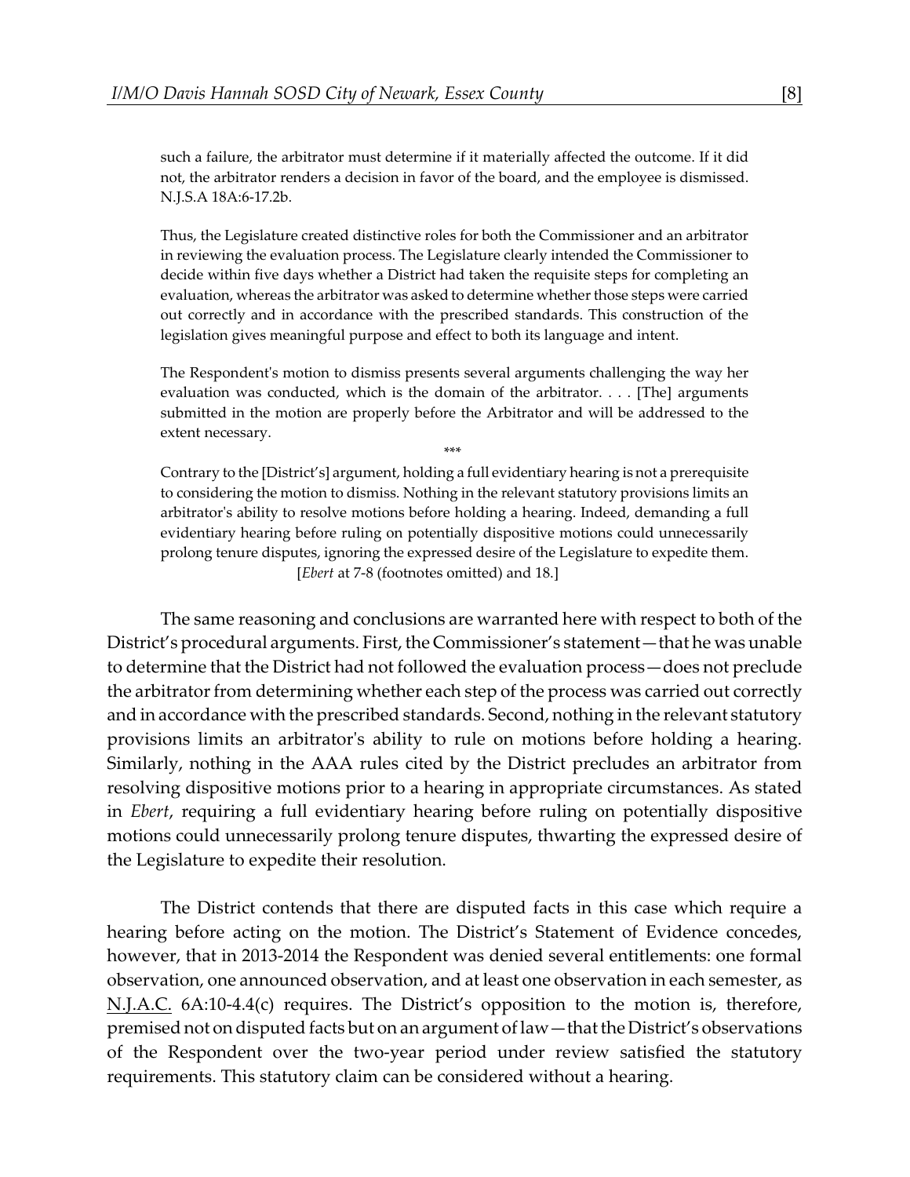> such a failure, the arbitrator must determine if it materially affected the outcome. If it did not, the arbitrator renders a decision in favor of the board, and the employee is dismissed. N.J.S.A 18A:6-17.2b.
>
> Thus, the Legislature created distinctive roles for both the Commissioner and an arbitrator in reviewing the evaluation process. The Legislature clearly intended the Commissioner to decide within five days whether a District had taken the requisite steps for completing an evaluation, whereas the arbitrator was asked to determine whether those steps were carried out correctly and in accordance with the prescribed standards. This construction of the legislation gives meaningful purpose and effect to both its language and intent.
>
> The Respondent's motion to dismiss presents several arguments challenging the way her evaluation was conducted, which is the domain of the arbitrator. . . . [The] arguments submitted in the motion are properly before the Arbitrator and will be addressed to the extent necessary.
>
> \*\*\*
>
> Contrary to the [District's] argument, holding a full evidentiary hearing is not a prerequisite to considering the motion to dismiss. Nothing in the relevant statutory provisions limits an arbitrator's ability to resolve motions before holding a hearing. Indeed, demanding a full evidentiary hearing before ruling on potentially dispositive motions could unnecessarily prolong tenure disputes, ignoring the expressed desire of the Legislature to expedite them. [*Ebert* at 7-8 (footnotes omitted) and 18.]

The same reasoning and conclusions are warranted here with respect to both of the District's procedural arguments. First, the Commissioner's statement—that he was unable to determine that the District had not followed the evaluation process—does not preclude the arbitrator from determining whether each step of the process was carried out correctly and in accordance with the prescribed standards. Second, nothing in the relevant statutory provisions limits an arbitrator's ability to rule on motions before holding a hearing. Similarly, nothing in the AAA rules cited by the District precludes an arbitrator from resolving dispositive motions prior to a hearing in appropriate circumstances. As stated in *Ebert*, requiring a full evidentiary hearing before ruling on potentially dispositive motions could unnecessarily prolong tenure disputes, thwarting the expressed desire of the Legislature to expedite their resolution.

The District contends that there are disputed facts in this case which require a hearing before acting on the motion. The District's Statement of Evidence concedes, however, that in 2013-2014 the Respondent was denied several entitlements: one formal observation, one announced observation, and at least one observation in each semester, as N.J.A.C. 6A:10-4.4(c) requires. The District's opposition to the motion is, therefore, premised not on disputed facts but on an argument of law—that the District's observations of the Respondent over the two-year period under review satisfied the statutory requirements. This statutory claim can be considered without a hearing.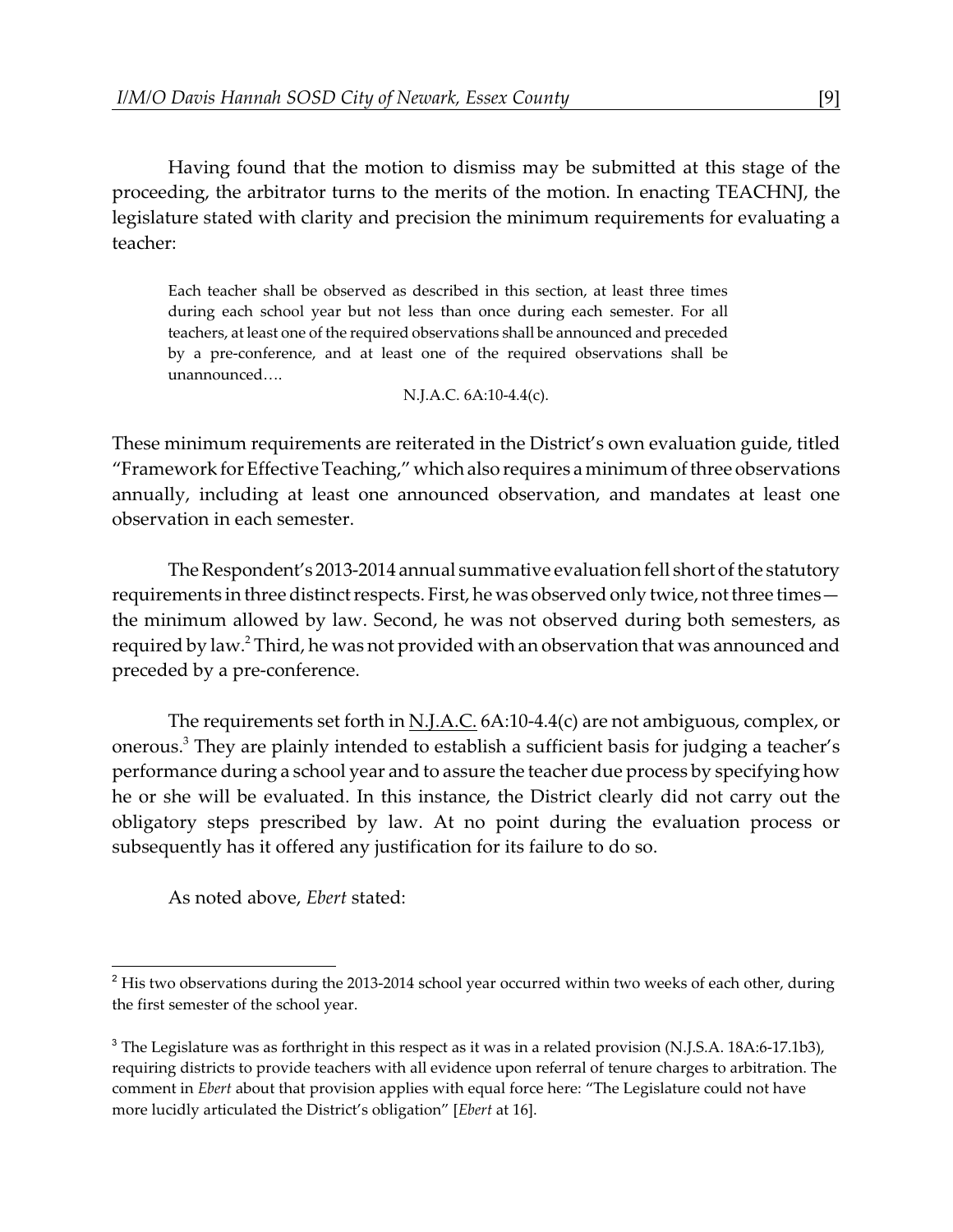Having found that the motion to dismiss may be submitted at this stage of the proceeding, the arbitrator turns to the merits of the motion. In enacting TEACHNJ, the legislature stated with clarity and precision the minimum requirements for evaluating a teacher:

> Each teacher shall be observed as described in this section, at least three times during each school year but not less than once during each semester. For all teachers, at least one of the required observations shall be announced and preceded by a pre-conference, and at least one of the required observations shall be unannounced….
>
> N.J.A.C. 6A:10-4.4(c).

These minimum requirements are reiterated in the District's own evaluation guide, titled "Framework for Effective Teaching," which also requires a minimum of three observations annually, including at least one announced observation, and mandates at least one observation in each semester.

The Respondent's 2013-2014 annual summative evaluation fell short of the statutory requirements in three distinct respects. First, he was observed only twice, not three times—the minimum allowed by law. Second, he was not observed during both semesters, as required by law.[2] Third, he was not provided with an observation that was announced and preceded by a pre-conference.

The requirements set forth in N.J.A.C. 6A:10-4.4(c) are not ambiguous, complex, or onerous.[3] They are plainly intended to establish a sufficient basis for judging a teacher's performance during a school year and to assure the teacher due process by specifying how he or she will be evaluated. In this instance, the District clearly did not carry out the obligatory steps prescribed by law. At no point during the evaluation process or subsequently has it offered any justification for its failure to do so.

As noted above, *Ebert* stated:

---

[2] His two observations during the 2013-2014 school year occurred within two weeks of each other, during the first semester of the school year.

[3] The Legislature was as forthright in this respect as it was in a related provision (N.J.S.A. 18A:6-17.1b3), requiring districts to provide teachers with all evidence upon referral of tenure charges to arbitration. The comment in *Ebert* about that provision applies with equal force here: "The Legislature could not have more lucidly articulated the District's obligation" [*Ebert* at 16].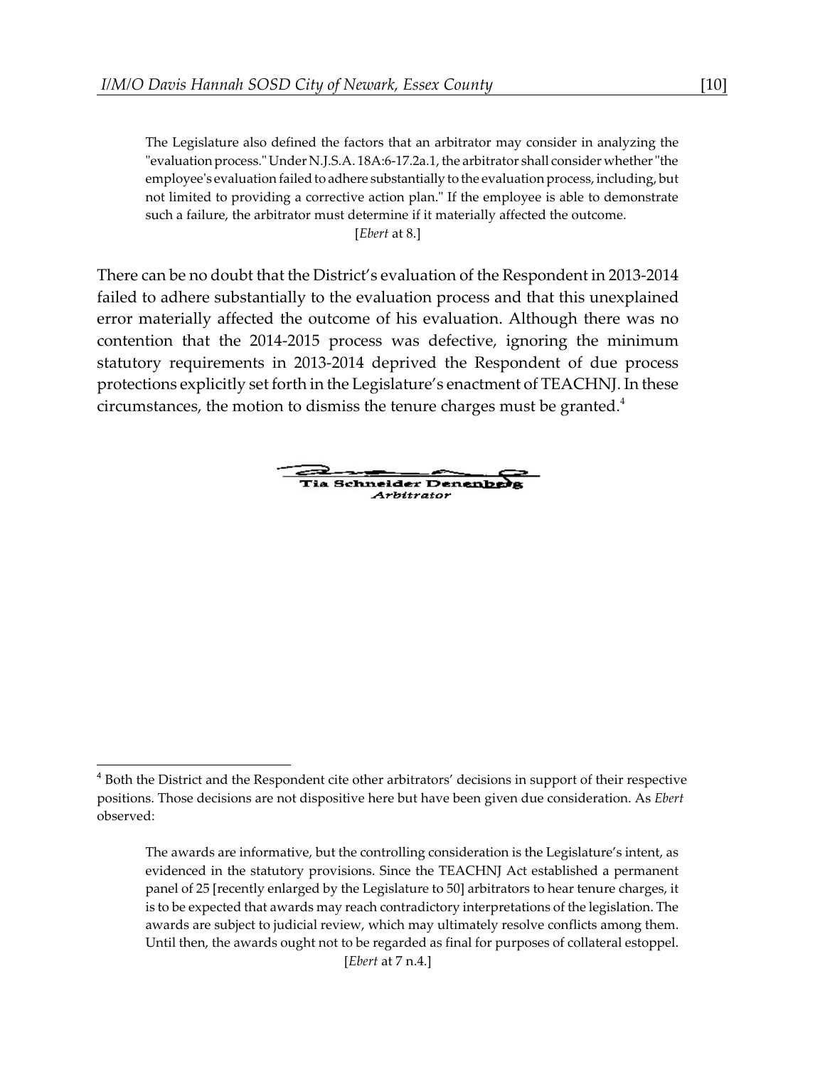> The Legislature also defined the factors that an arbitrator may consider in analyzing the "evaluation process." Under N.J.S.A. 18A:6-17.2a.1, the arbitrator shall consider whether "the employee's evaluation failed to adhere substantially to the evaluation process, including, but not limited to providing a corrective action plan." If the employee is able to demonstrate such a failure, the arbitrator must determine if it materially affected the outcome.
>
> [*Ebert* at 8.]

There can be no doubt that the District's evaluation of the Respondent in 2013-2014 failed to adhere substantially to the evaluation process and that this unexplained error materially affected the outcome of his evaluation. Although there was no contention that the 2014-2015 process was defective, ignoring the minimum statutory requirements in 2013-2014 deprived the Respondent of due process protections explicitly set forth in the Legislature's enactment of TEACHNJ. In these circumstances, the motion to dismiss the tenure charges must be granted.[4]

Tia Schneider Denenberg
*Arbitrator*

---

[4] Both the District and the Respondent cite other arbitrators' decisions in support of their respective positions. Those decisions are not dispositive here but have been given due consideration. As *Ebert* observed:

> The awards are informative, but the controlling consideration is the Legislature's intent, as evidenced in the statutory provisions. Since the TEACHNJ Act established a permanent panel of 25 [recently enlarged by the Legislature to 50] arbitrators to hear tenure charges, it is to be expected that awards may reach contradictory interpretations of the legislation. The awards are subject to judicial review, which may ultimately resolve conflicts among them. Until then, the awards ought not to be regarded as final for purposes of collateral estoppel.
>
> [*Ebert* at 7 n.4.]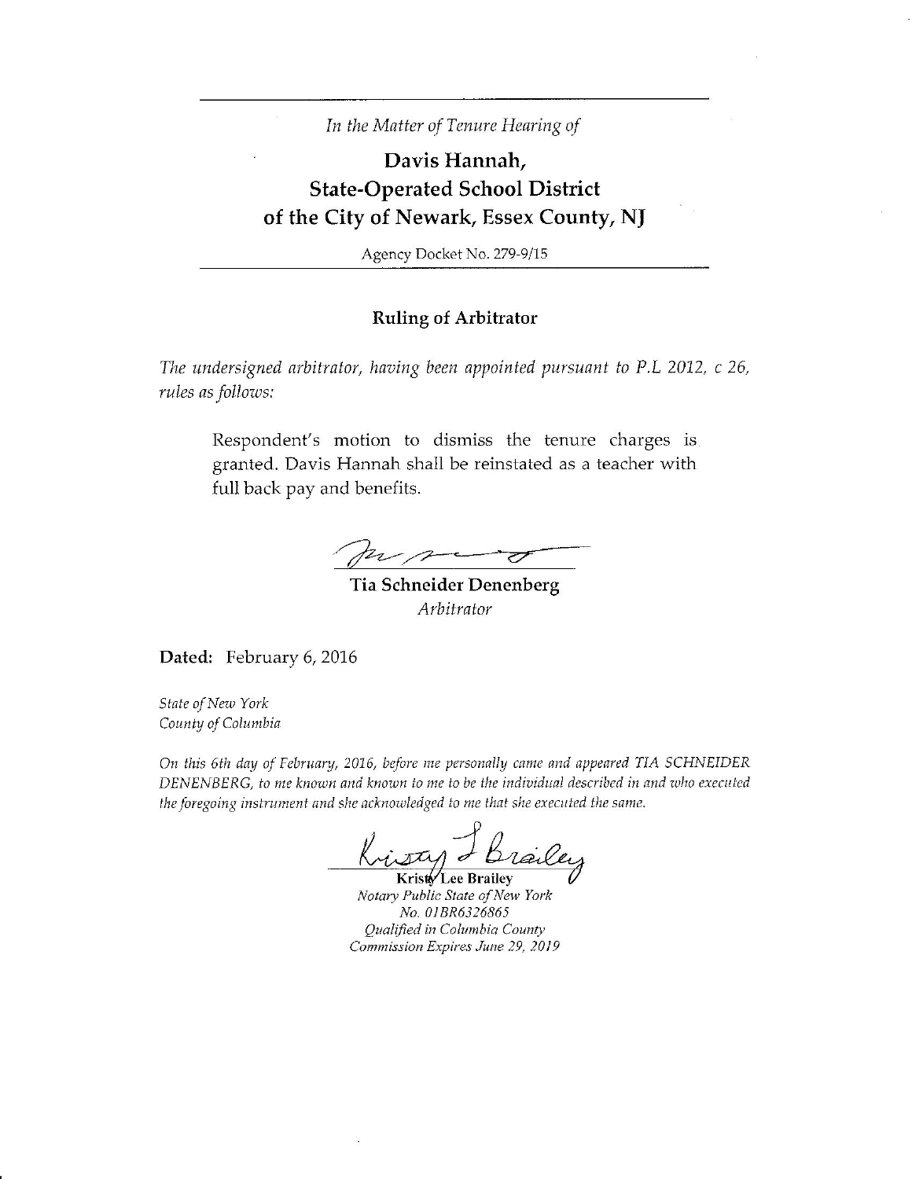*In the Matter of Tenure Hearing of*

**Davis Hannah,**
**State-Operated School District**
**of the City of Newark, Essex County, NJ**

Agency Docket No. 279-9/15

## Ruling of Arbitrator

*The undersigned arbitrator, having been appointed pursuant to P.L 2012, c 26, rules as follows:*

> Respondent's motion to dismiss the tenure charges is granted. Davis Hannah shall be reinstated as a teacher with full back pay and benefits.

**Tia Schneider Denenberg**
*Arbitrator*

**Dated:** February 6, 2016

*State of New York*
*County of Columbia*

*On this 6th day of February, 2016, before me personally came and appeared TIA SCHNEIDER DENENBERG, to me known and known to me to be the individual described in and who executed the foregoing instrument and she acknowledged to me that she executed the same.*

**Kristy Lee Brailey**
*Notary Public State of New York*
*No. 01BR6326865*
*Qualified in Columbia County*
*Commission Expires June 29, 2019*